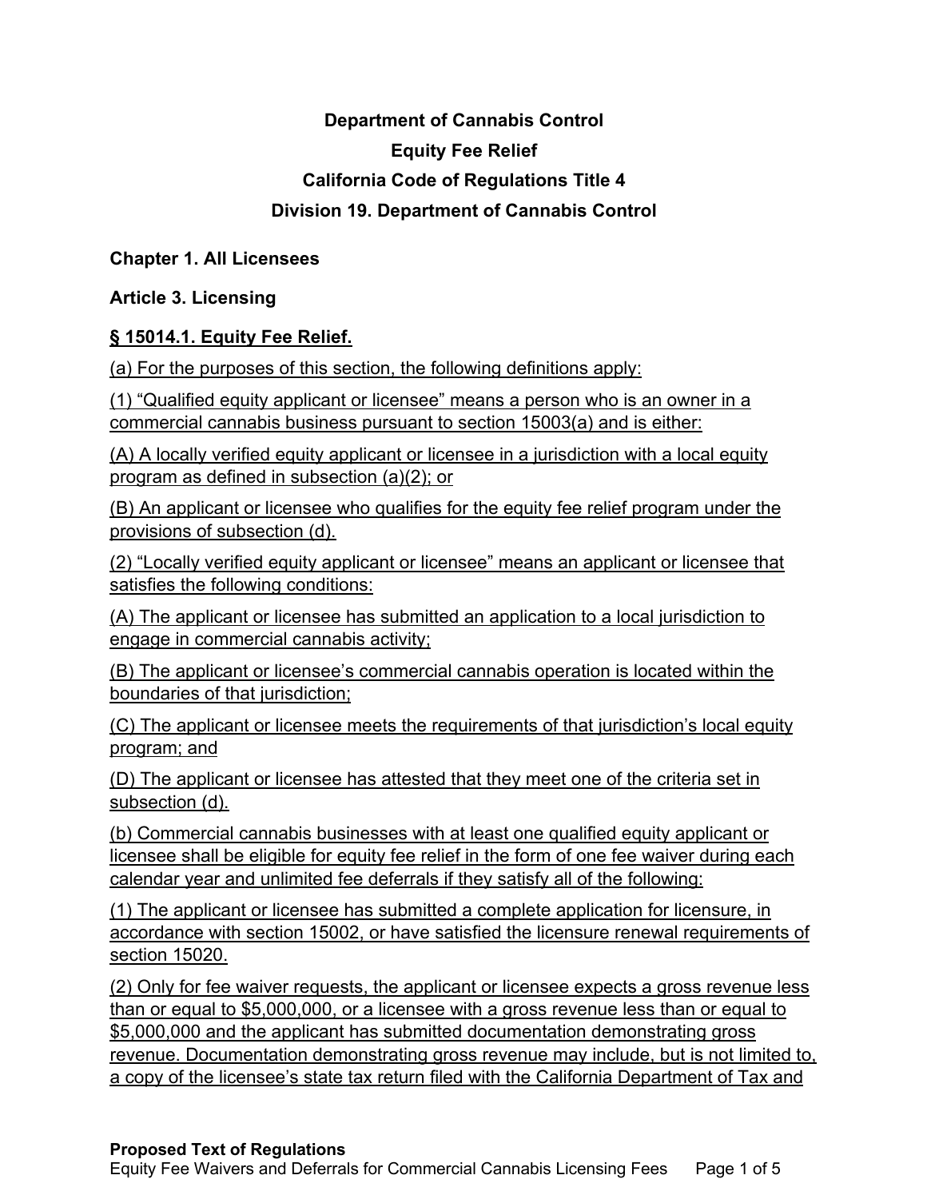**Department of Cannabis Control**

**Equity Fee Relief**

**California Code of Regulations Title 4**

**Division 19. Department of Cannabis Control**

**Chapter 1. All Licensees**

**Article 3. Licensing**

**§ 15014.1. Equity Fee Relief.**

(a) For the purposes of this section, the following definitions apply:

(1) "Qualified equity applicant or licensee" means a person who is an owner in a commercial cannabis business pursuant to section 15003(a) and is either:

(A) A locally verified equity applicant or licensee in a jurisdiction with a local equity program as defined in subsection (a)(2); or

(B) An applicant or licensee who qualifies for the equity fee relief program under the provisions of subsection (d).

(2) "Locally verified equity applicant or licensee" means an applicant or licensee that satisfies the following conditions:

(A) The applicant or licensee has submitted an application to a local jurisdiction to engage in commercial cannabis activity;

(B) The applicant or licensee's commercial cannabis operation is located within the boundaries of that jurisdiction;

(C) The applicant or licensee meets the requirements of that jurisdiction's local equity program; and

(D) The applicant or licensee has attested that they meet one of the criteria set in subsection (d).

(b) Commercial cannabis businesses with at least one qualified equity applicant or licensee shall be eligible for equity fee relief in the form of one fee waiver during each calendar year and unlimited fee deferrals if they satisfy all of the following:

(1) The applicant or licensee has submitted a complete application for licensure, in accordance with section 15002, or have satisfied the licensure renewal requirements of section 15020.

(2) Only for fee waiver requests, the applicant or licensee expects a gross revenue less than or equal to $5,000,000, or a licensee with a gross revenue less than or equal to $5,000,000 and the applicant has submitted documentation demonstrating gross revenue. Documentation demonstrating gross revenue may include, but is not limited to, a copy of the licensee's state tax return filed with the California Department of Tax and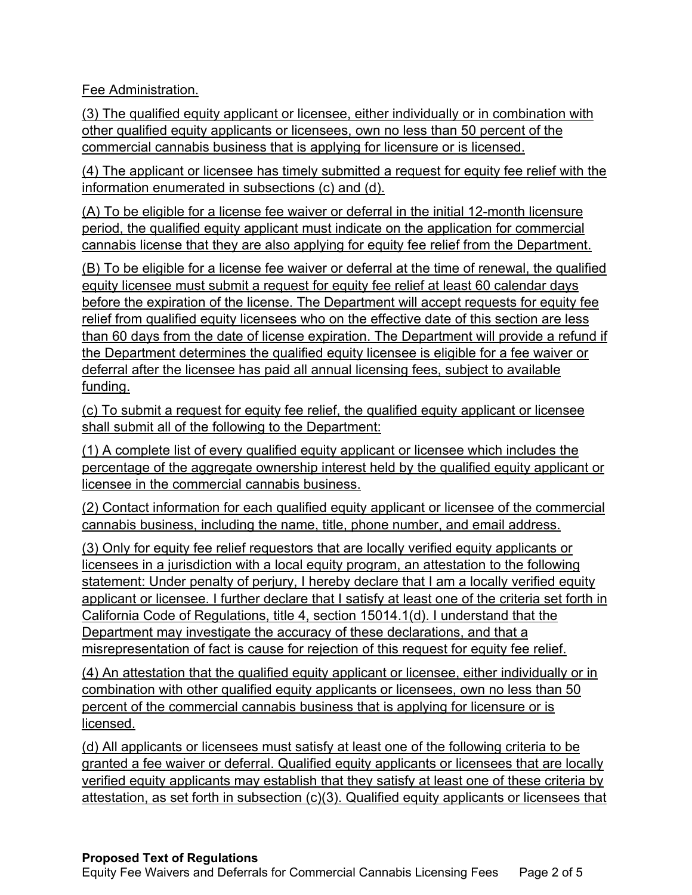Fee Administration.

(3) The qualified equity applicant or licensee, either individually or in combination with other qualified equity applicants or licensees, own no less than 50 percent of the commercial cannabis business that is applying for licensure or is licensed.

(4) The applicant or licensee has timely submitted a request for equity fee relief with the information enumerated in subsections (c) and (d).

(A) To be eligible for a license fee waiver or deferral in the initial 12-month licensure period, the qualified equity applicant must indicate on the application for commercial cannabis license that they are also applying for equity fee relief from the Department.

(B) To be eligible for a license fee waiver or deferral at the time of renewal, the qualified equity licensee must submit a request for equity fee relief at least 60 calendar days before the expiration of the license. The Department will accept requests for equity fee relief from qualified equity licensees who on the effective date of this section are less than 60 days from the date of license expiration. The Department will provide a refund if the Department determines the qualified equity licensee is eligible for a fee waiver or deferral after the licensee has paid all annual licensing fees, subject to available funding.

(c) To submit a request for equity fee relief, the qualified equity applicant or licensee shall submit all of the following to the Department:

(1) A complete list of every qualified equity applicant or licensee which includes the percentage of the aggregate ownership interest held by the qualified equity applicant or licensee in the commercial cannabis business.

(2) Contact information for each qualified equity applicant or licensee of the commercial cannabis business, including the name, title, phone number, and email address.

(3) Only for equity fee relief requestors that are locally verified equity applicants or licensees in a jurisdiction with a local equity program, an attestation to the following statement: Under penalty of perjury, I hereby declare that I am a locally verified equity applicant or licensee. I further declare that I satisfy at least one of the criteria set forth in California Code of Regulations, title 4, section 15014.1(d). I understand that the Department may investigate the accuracy of these declarations, and that a misrepresentation of fact is cause for rejection of this request for equity fee relief.

(4) An attestation that the qualified equity applicant or licensee, either individually or in combination with other qualified equity applicants or licensees, own no less than 50 percent of the commercial cannabis business that is applying for licensure or is licensed.

(d) All applicants or licensees must satisfy at least one of the following criteria to be granted a fee waiver or deferral. Qualified equity applicants or licensees that are locally verified equity applicants may establish that they satisfy at least one of these criteria by attestation, as set forth in subsection (c)(3). Qualified equity applicants or licensees that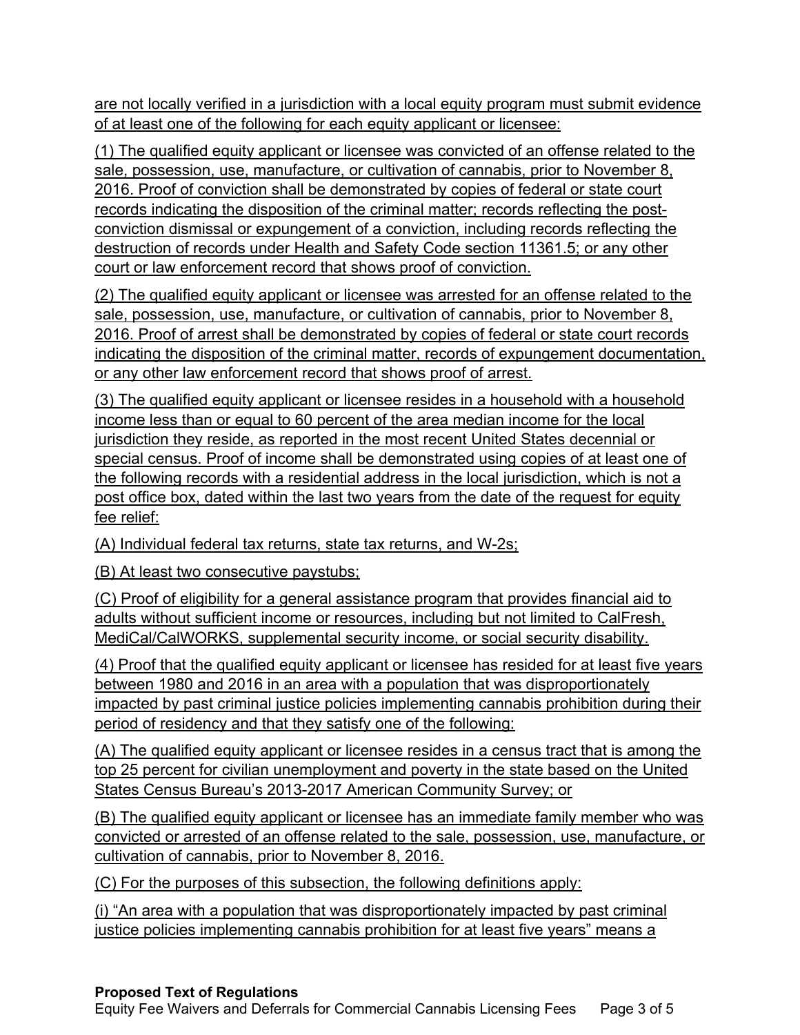are not locally verified in a jurisdiction with a local equity program must submit evidence of at least one of the following for each equity applicant or licensee:

(1) The qualified equity applicant or licensee was convicted of an offense related to the sale, possession, use, manufacture, or cultivation of cannabis, prior to November 8, 2016. Proof of conviction shall be demonstrated by copies of federal or state court records indicating the disposition of the criminal matter; records reflecting the post-conviction dismissal or expungement of a conviction, including records reflecting the destruction of records under Health and Safety Code section 11361.5; or any other court or law enforcement record that shows proof of conviction.

(2) The qualified equity applicant or licensee was arrested for an offense related to the sale, possession, use, manufacture, or cultivation of cannabis, prior to November 8, 2016. Proof of arrest shall be demonstrated by copies of federal or state court records indicating the disposition of the criminal matter, records of expungement documentation, or any other law enforcement record that shows proof of arrest.

(3) The qualified equity applicant or licensee resides in a household with a household income less than or equal to 60 percent of the area median income for the local jurisdiction they reside, as reported in the most recent United States decennial or special census. Proof of income shall be demonstrated using copies of at least one of the following records with a residential address in the local jurisdiction, which is not a post office box, dated within the last two years from the date of the request for equity fee relief:

(A) Individual federal tax returns, state tax returns, and W-2s;

(B) At least two consecutive paystubs;

(C) Proof of eligibility for a general assistance program that provides financial aid to adults without sufficient income or resources, including but not limited to CalFresh, MediCal/CalWORKS, supplemental security income, or social security disability.

(4) Proof that the qualified equity applicant or licensee has resided for at least five years between 1980 and 2016 in an area with a population that was disproportionately impacted by past criminal justice policies implementing cannabis prohibition during their period of residency and that they satisfy one of the following:

(A) The qualified equity applicant or licensee resides in a census tract that is among the top 25 percent for civilian unemployment and poverty in the state based on the United States Census Bureau's 2013-2017 American Community Survey; or

(B) The qualified equity applicant or licensee has an immediate family member who was convicted or arrested of an offense related to the sale, possession, use, manufacture, or cultivation of cannabis, prior to November 8, 2016.

(C) For the purposes of this subsection, the following definitions apply:

(i) "An area with a population that was disproportionately impacted by past criminal justice policies implementing cannabis prohibition for at least five years" means a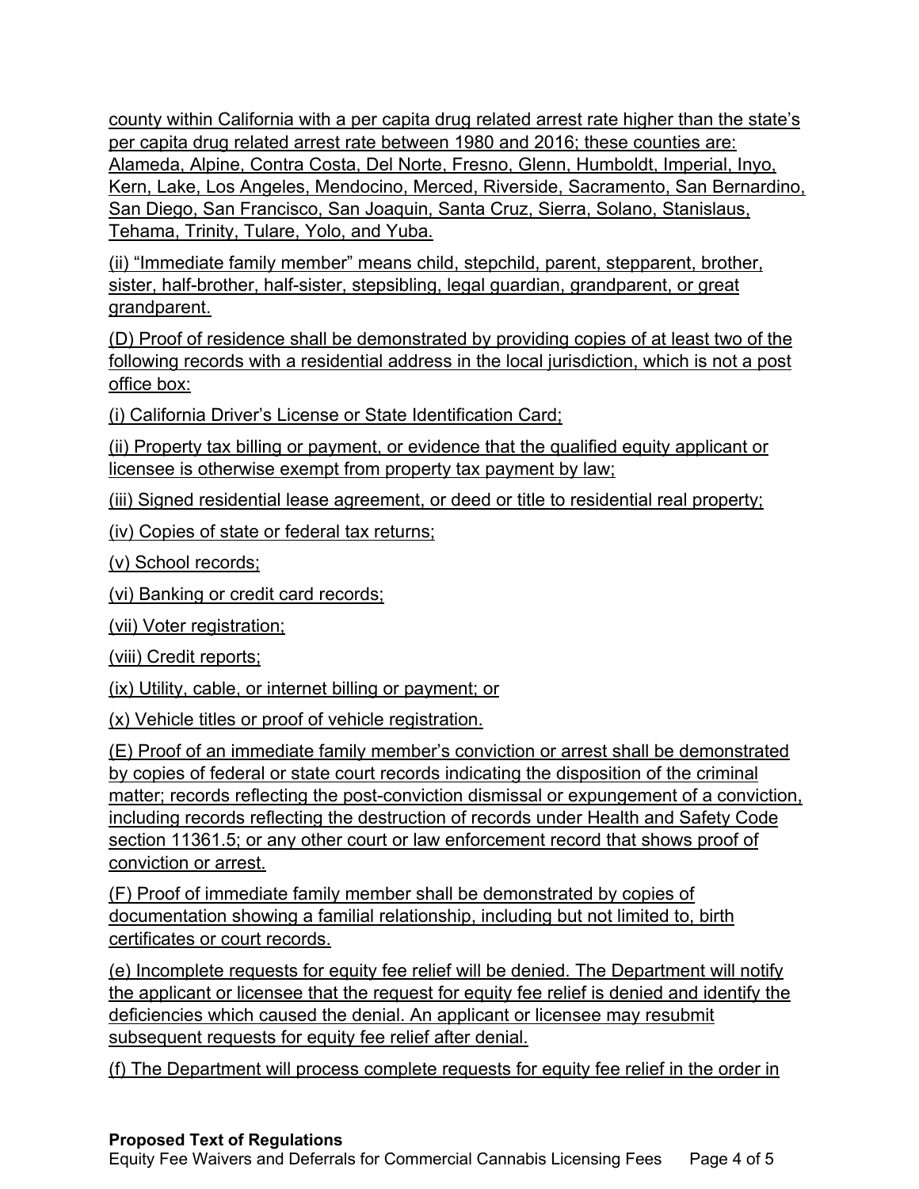county within California with a per capita drug related arrest rate higher than the state's per capita drug related arrest rate between 1980 and 2016; these counties are: Alameda, Alpine, Contra Costa, Del Norte, Fresno, Glenn, Humboldt, Imperial, Inyo, Kern, Lake, Los Angeles, Mendocino, Merced, Riverside, Sacramento, San Bernardino, San Diego, San Francisco, San Joaquin, Santa Cruz, Sierra, Solano, Stanislaus, Tehama, Trinity, Tulare, Yolo, and Yuba.

(ii) "Immediate family member" means child, stepchild, parent, stepparent, brother, sister, half-brother, half-sister, stepsibling, legal guardian, grandparent, or great grandparent.

(D) Proof of residence shall be demonstrated by providing copies of at least two of the following records with a residential address in the local jurisdiction, which is not a post office box:

(i) California Driver's License or State Identification Card;

(ii) Property tax billing or payment, or evidence that the qualified equity applicant or licensee is otherwise exempt from property tax payment by law;

(iii) Signed residential lease agreement, or deed or title to residential real property;

(iv) Copies of state or federal tax returns;

(v) School records;

(vi) Banking or credit card records;

(vii) Voter registration;

(viii) Credit reports;

(ix) Utility, cable, or internet billing or payment; or

(x) Vehicle titles or proof of vehicle registration.

(E) Proof of an immediate family member's conviction or arrest shall be demonstrated by copies of federal or state court records indicating the disposition of the criminal matter; records reflecting the post-conviction dismissal or expungement of a conviction, including records reflecting the destruction of records under Health and Safety Code section 11361.5; or any other court or law enforcement record that shows proof of conviction or arrest.

(F) Proof of immediate family member shall be demonstrated by copies of documentation showing a familial relationship, including but not limited to, birth certificates or court records.

(e) Incomplete requests for equity fee relief will be denied. The Department will notify the applicant or licensee that the request for equity fee relief is denied and identify the deficiencies which caused the denial. An applicant or licensee may resubmit subsequent requests for equity fee relief after denial.

(f) The Department will process complete requests for equity fee relief in the order in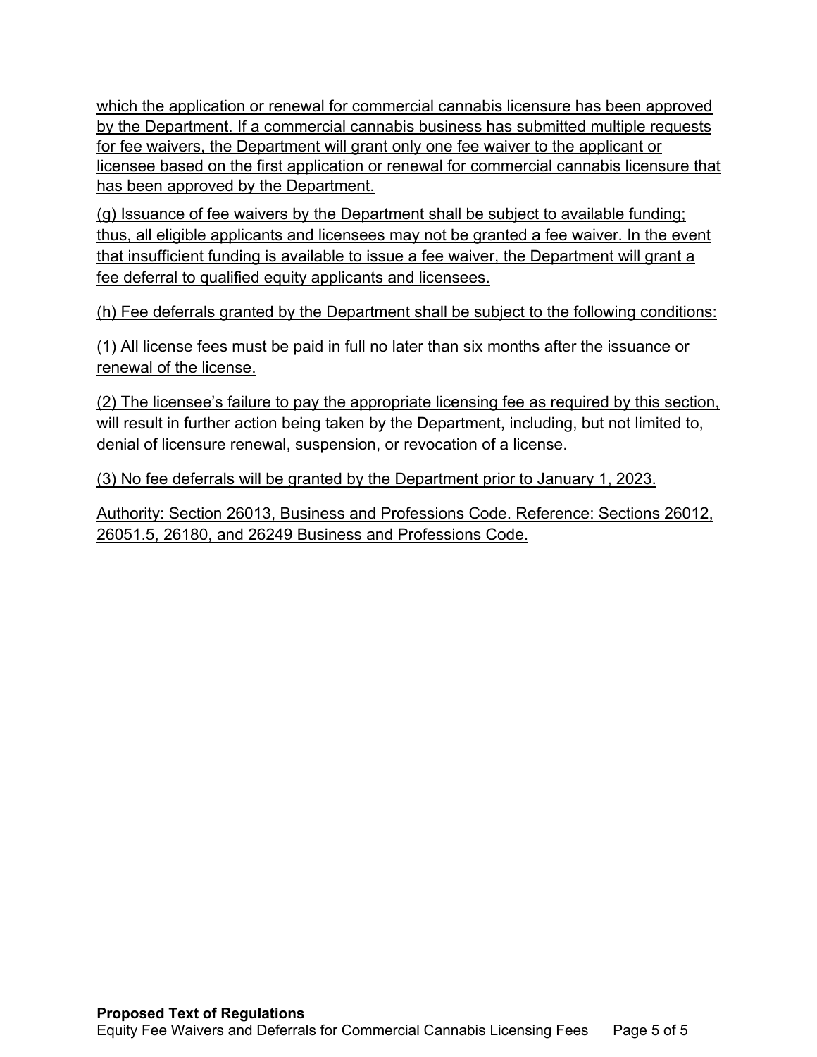which the application or renewal for commercial cannabis licensure has been approved by the Department. If a commercial cannabis business has submitted multiple requests for fee waivers, the Department will grant only one fee waiver to the applicant or licensee based on the first application or renewal for commercial cannabis licensure that has been approved by the Department.

(g) Issuance of fee waivers by the Department shall be subject to available funding; thus, all eligible applicants and licensees may not be granted a fee waiver. In the event that insufficient funding is available to issue a fee waiver, the Department will grant a fee deferral to qualified equity applicants and licensees.

(h) Fee deferrals granted by the Department shall be subject to the following conditions:

(1) All license fees must be paid in full no later than six months after the issuance or renewal of the license.

(2) The licensee's failure to pay the appropriate licensing fee as required by this section, will result in further action being taken by the Department, including, but not limited to, denial of licensure renewal, suspension, or revocation of a license.

(3) No fee deferrals will be granted by the Department prior to January 1, 2023.

Authority: Section 26013, Business and Professions Code. Reference: Sections 26012, 26051.5, 26180, and 26249 Business and Professions Code.